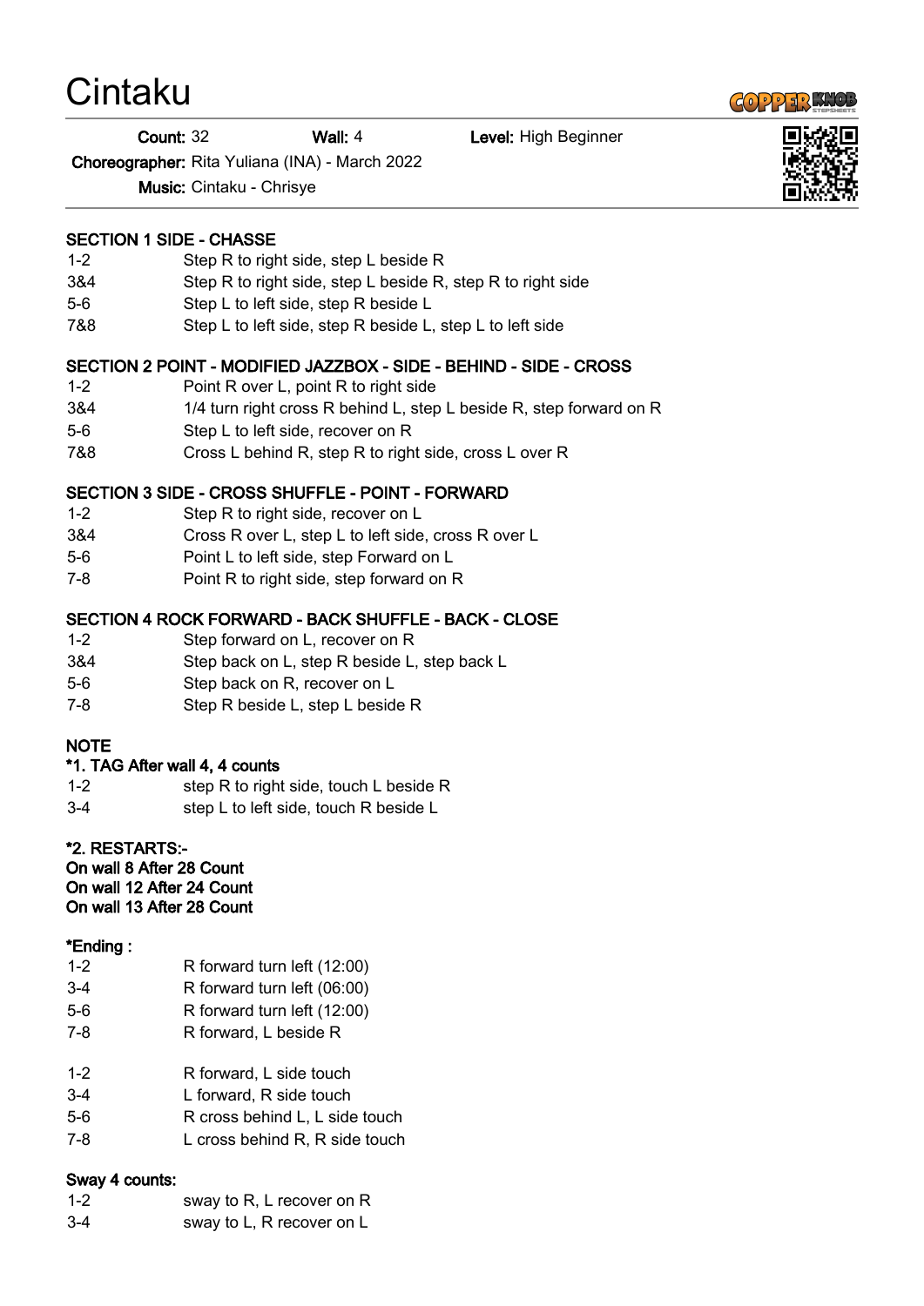# Cintaku

**Count:** 32 **Wall:** 4 **Level:** High Beginner

**Choreographer:** Rita Yuliana (INA) - March 2022

**Music:** Cintaku - Chrisye

### SECTION 1 SIDE - CHASSE

| | |
|---|---|
| 1-2 | Step R to right side, step L beside R |
| 3&4 | Step R to right side, step L beside R, step R to right side |
| 5-6 | Step L to left side, step R beside L |
| 7&8 | Step L to left side, step R beside L, step L to left side |

### SECTION 2 POINT - MODIFIED JAZZBOX - SIDE - BEHIND - SIDE - CROSS

| | |
|---|---|
| 1-2 | Point R over L, point R to right side |
| 3&4 | 1/4 turn right cross R behind L, step L beside R, step forward on R |
| 5-6 | Step L to left side, recover on R |
| 7&8 | Cross L behind R, step R to right side, cross L over R |

### SECTION 3 SIDE - CROSS SHUFFLE - POINT - FORWARD

| | |
|---|---|
| 1-2 | Step R to right side, recover on L |
| 3&4 | Cross R over L, step L to left side, cross R over L |
| 5-6 | Point L to left side, step Forward on L |
| 7-8 | Point R to right side, step forward on R |

### SECTION 4 ROCK FORWARD - BACK SHUFFLE - BACK - CLOSE

| | |
|---|---|
| 1-2 | Step forward on L, recover on R |
| 3&4 | Step back on L, step R beside L, step back L |
| 5-6 | Step back on R, recover on L |
| 7-8 | Step R beside L, step L beside R |

### NOTE

**\*1. TAG After wall 4, 4 counts**

| | |
|---|---|
| 1-2 | step R to right side, touch L beside R |
| 3-4 | step L to left side, touch R beside L |

**\*2. RESTARTS:-**
**On wall 8 After 28 Count**
**On wall 12 After 24 Count**
**On wall 13 After 28 Count**

**\*Ending :**

| | |
|---|---|
| 1-2 | R forward turn left (12:00) |
| 3-4 | R forward turn left (06:00) |
| 5-6 | R forward turn left (12:00) |
| 7-8 | R forward, L beside R |

| | |
|---|---|
| 1-2 | R forward, L side touch |
| 3-4 | L forward, R side touch |
| 5-6 | R cross behind L, L side touch |
| 7-8 | L cross behind R, R side touch |

**Sway 4 counts:**

| | |
|---|---|
| 1-2 | sway to R, L recover on R |
| 3-4 | sway to L, R recover on L |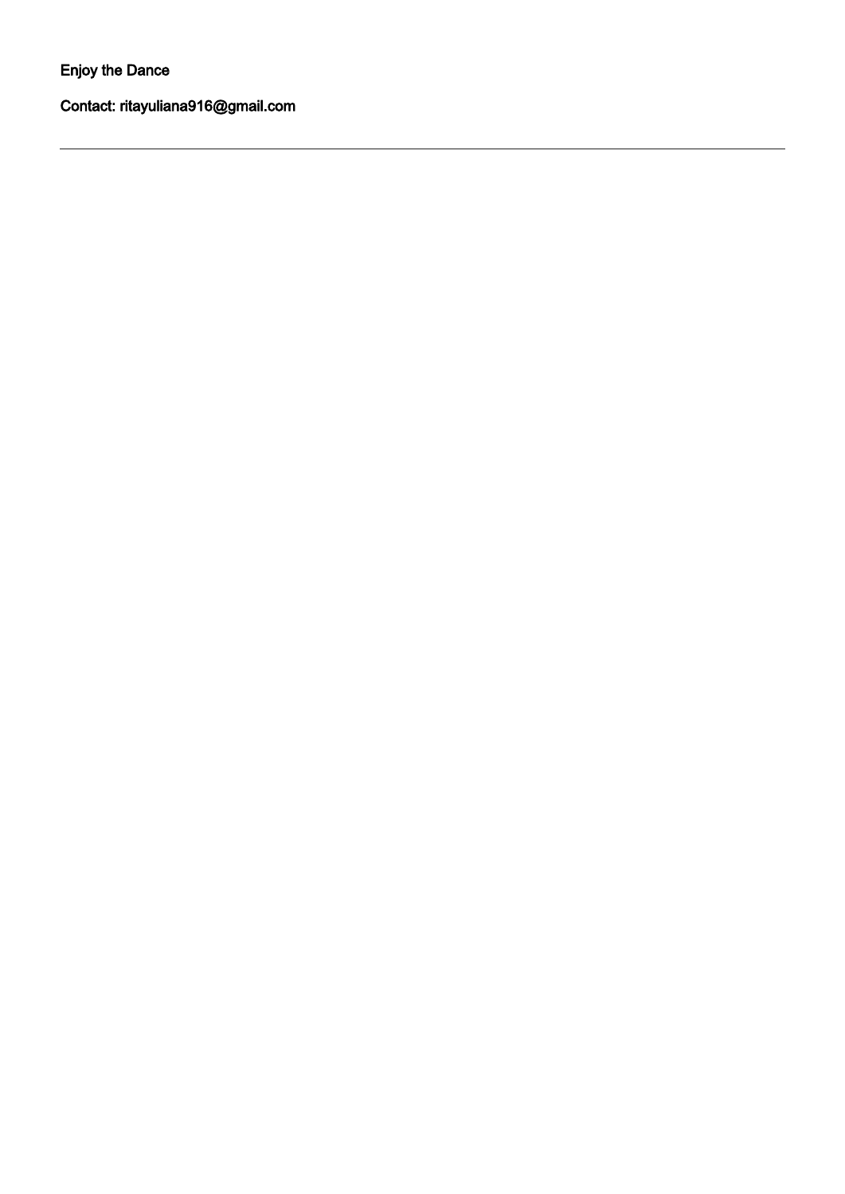Enjoy the Dance

Contact: ritayuliana916@gmail.com

---